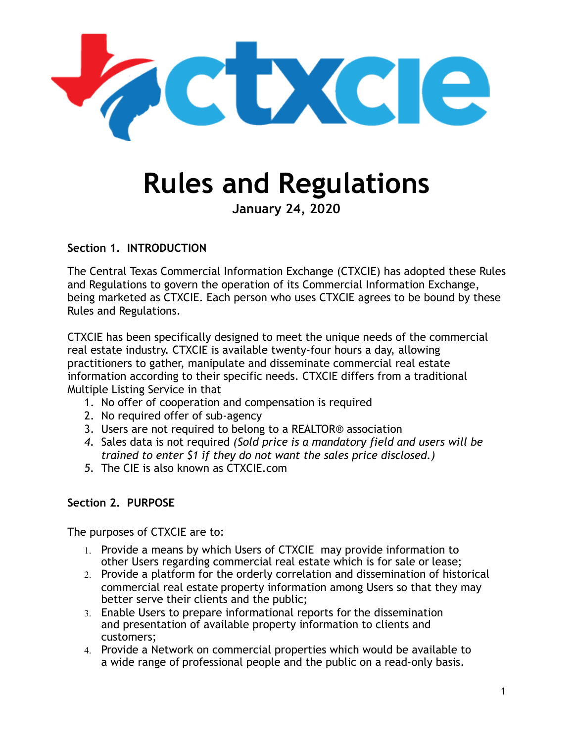# Rules and Regulations

**January 24, 2020**

## Section 1. INTRODUCTION

The Central Texas Commercial Information Exchange (CTXCIE) has adopted these Rules and Regulations to govern the operation of its Commercial Information Exchange, being marketed as CTXCIE. Each person who uses CTXCIE agrees to be bound by these Rules and Regulations.

CTXCIE has been specifically designed to meet the unique needs of the commercial real estate industry. CTXCIE is available twenty-four hours a day, allowing practitioners to gather, manipulate and disseminate commercial real estate information according to their specific needs. CTXCIE differs from a traditional Multiple Listing Service in that

1. No offer of cooperation and compensation is required
2. No required offer of sub-agency
3. Users are not required to belong to a REALTOR® association
4. Sales data is not required *(Sold price is a mandatory field and users will be trained to enter $1 if they do not want the sales price disclosed.)*
5. The CIE is also known as CTXCIE.com

## Section 2. PURPOSE

The purposes of CTXCIE are to:

1. Provide a means by which Users of CTXCIE may provide information to other Users regarding commercial real estate which is for sale or lease;
2. Provide a platform for the orderly correlation and dissemination of historical commercial real estate property information among Users so that they may better serve their clients and the public;
3. Enable Users to prepare informational reports for the dissemination and presentation of available property information to clients and customers;
4. Provide a Network on commercial properties which would be available to a wide range of professional people and the public on a read-only basis.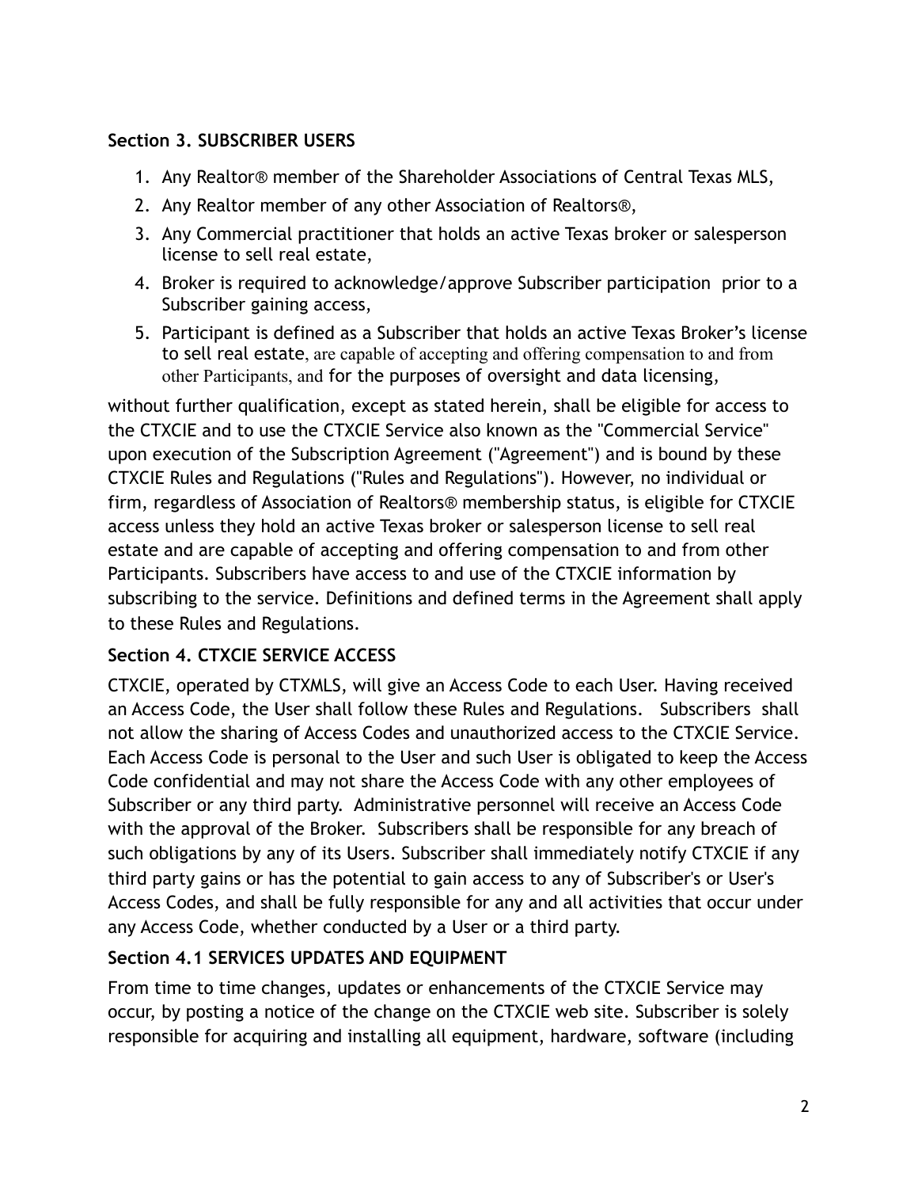## Section 3. SUBSCRIBER USERS

1. Any Realtor® member of the Shareholder Associations of Central Texas MLS,
2. Any Realtor member of any other Association of Realtors®,
3. Any Commercial practitioner that holds an active Texas broker or salesperson license to sell real estate,
4. Broker is required to acknowledge/approve Subscriber participation prior to a Subscriber gaining access,
5. Participant is defined as a Subscriber that holds an active Texas Broker's license to sell real estate, are capable of accepting and offering compensation to and from other Participants, and for the purposes of oversight and data licensing,

without further qualification, except as stated herein, shall be eligible for access to the CTXCIE and to use the CTXCIE Service also known as the "Commercial Service" upon execution of the Subscription Agreement ("Agreement") and is bound by these CTXCIE Rules and Regulations ("Rules and Regulations"). However, no individual or firm, regardless of Association of Realtors® membership status, is eligible for CTXCIE access unless they hold an active Texas broker or salesperson license to sell real estate and are capable of accepting and offering compensation to and from other Participants. Subscribers have access to and use of the CTXCIE information by subscribing to the service. Definitions and defined terms in the Agreement shall apply to these Rules and Regulations.

## Section 4. CTXCIE SERVICE ACCESS

CTXCIE, operated by CTXMLS, will give an Access Code to each User. Having received an Access Code, the User shall follow these Rules and Regulations. Subscribers shall not allow the sharing of Access Codes and unauthorized access to the CTXCIE Service. Each Access Code is personal to the User and such User is obligated to keep the Access Code confidential and may not share the Access Code with any other employees of Subscriber or any third party. Administrative personnel will receive an Access Code with the approval of the Broker. Subscribers shall be responsible for any breach of such obligations by any of its Users. Subscriber shall immediately notify CTXCIE if any third party gains or has the potential to gain access to any of Subscriber's or User's Access Codes, and shall be fully responsible for any and all activities that occur under any Access Code, whether conducted by a User or a third party.

## Section 4.1 SERVICES UPDATES AND EQUIPMENT

From time to time changes, updates or enhancements of the CTXCIE Service may occur, by posting a notice of the change on the CTXCIE web site. Subscriber is solely responsible for acquiring and installing all equipment, hardware, software (including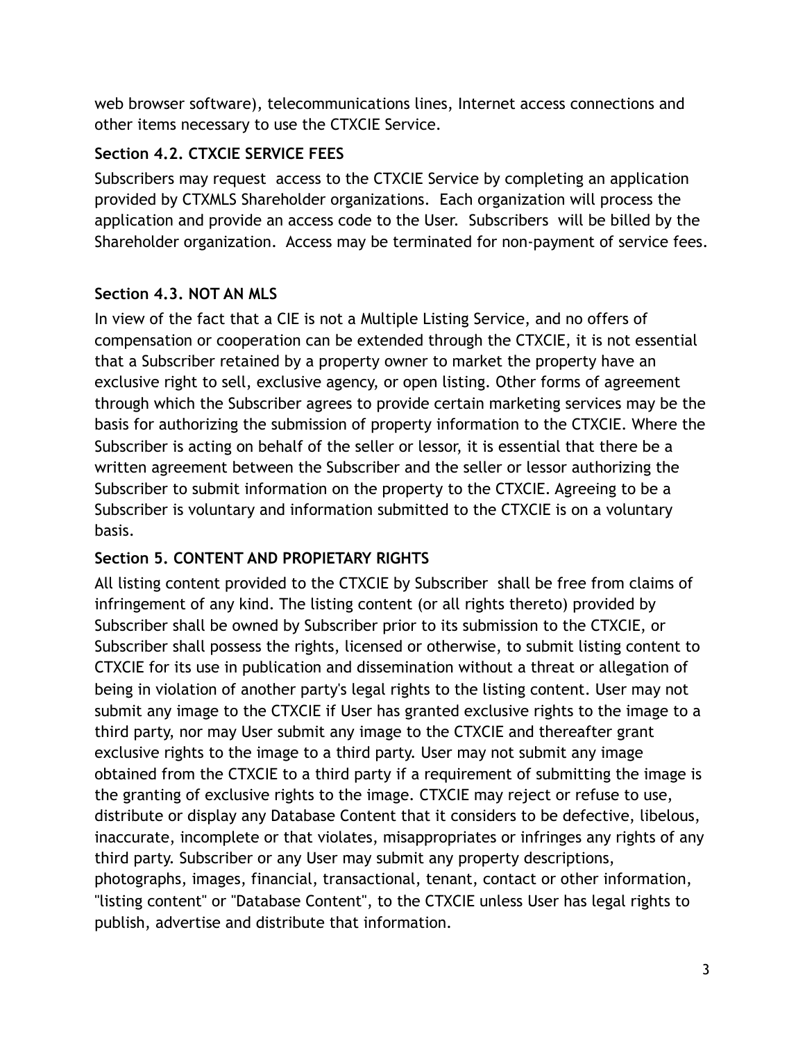web browser software), telecommunications lines, Internet access connections and other items necessary to use the CTXCIE Service.

### Section 4.2. CTXCIE SERVICE FEES

Subscribers may request access to the CTXCIE Service by completing an application provided by CTXMLS Shareholder organizations. Each organization will process the application and provide an access code to the User. Subscribers will be billed by the Shareholder organization. Access may be terminated for non-payment of service fees.

### Section 4.3. NOT AN MLS

In view of the fact that a CIE is not a Multiple Listing Service, and no offers of compensation or cooperation can be extended through the CTXCIE, it is not essential that a Subscriber retained by a property owner to market the property have an exclusive right to sell, exclusive agency, or open listing. Other forms of agreement through which the Subscriber agrees to provide certain marketing services may be the basis for authorizing the submission of property information to the CTXCIE. Where the Subscriber is acting on behalf of the seller or lessor, it is essential that there be a written agreement between the Subscriber and the seller or lessor authorizing the Subscriber to submit information on the property to the CTXCIE. Agreeing to be a Subscriber is voluntary and information submitted to the CTXCIE is on a voluntary basis.

### Section 5. CONTENT AND PROPIETARY RIGHTS

All listing content provided to the CTXCIE by Subscriber shall be free from claims of infringement of any kind. The listing content (or all rights thereto) provided by Subscriber shall be owned by Subscriber prior to its submission to the CTXCIE, or Subscriber shall possess the rights, licensed or otherwise, to submit listing content to CTXCIE for its use in publication and dissemination without a threat or allegation of being in violation of another party's legal rights to the listing content. User may not submit any image to the CTXCIE if User has granted exclusive rights to the image to a third party, nor may User submit any image to the CTXCIE and thereafter grant exclusive rights to the image to a third party. User may not submit any image obtained from the CTXCIE to a third party if a requirement of submitting the image is the granting of exclusive rights to the image. CTXCIE may reject or refuse to use, distribute or display any Database Content that it considers to be defective, libelous, inaccurate, incomplete or that violates, misappropriates or infringes any rights of any third party. Subscriber or any User may submit any property descriptions, photographs, images, financial, transactional, tenant, contact or other information, "listing content" or "Database Content", to the CTXCIE unless User has legal rights to publish, advertise and distribute that information.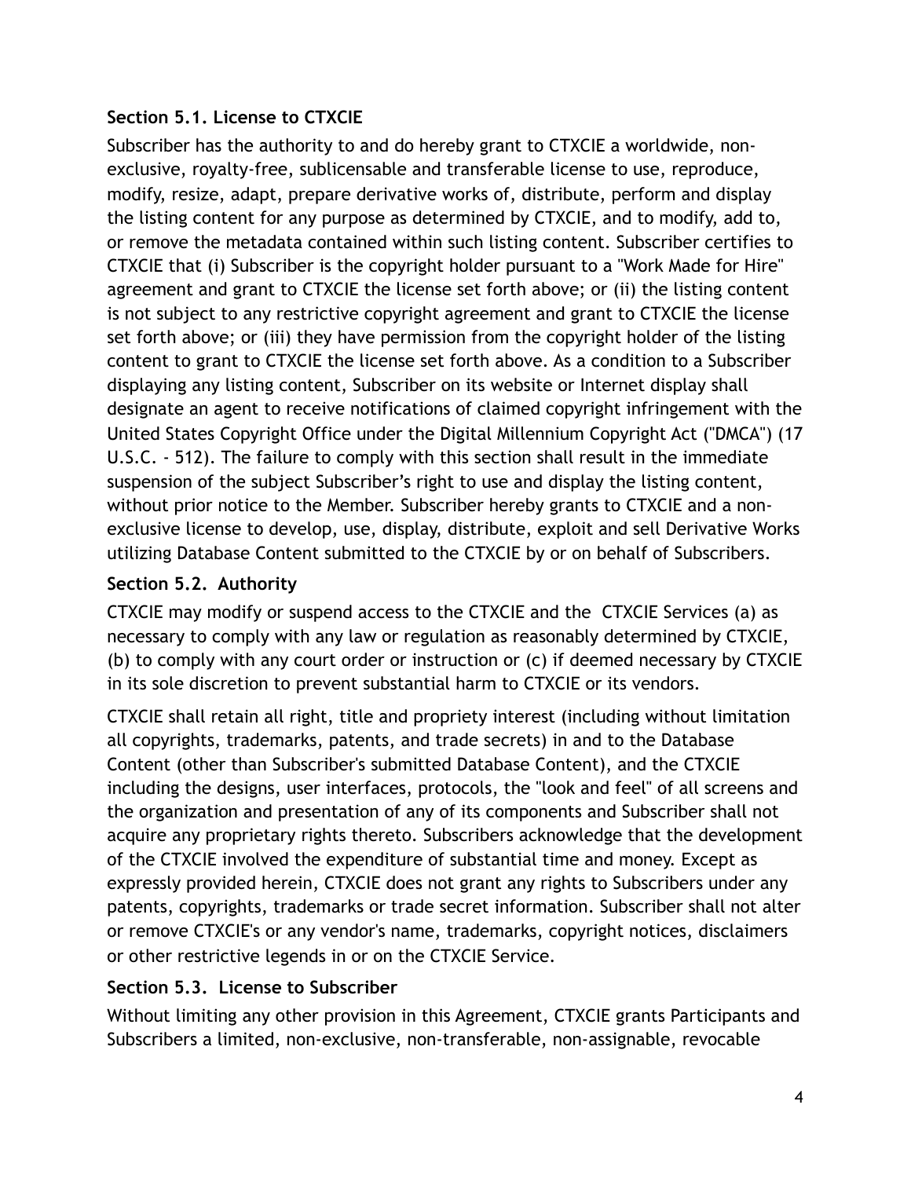**Section 5.1. License to CTXCIE**

Subscriber has the authority to and do hereby grant to CTXCIE a worldwide, non-exclusive, royalty-free, sublicensable and transferable license to use, reproduce, modify, resize, adapt, prepare derivative works of, distribute, perform and display the listing content for any purpose as determined by CTXCIE, and to modify, add to, or remove the metadata contained within such listing content. Subscriber certifies to CTXCIE that (i) Subscriber is the copyright holder pursuant to a "Work Made for Hire" agreement and grant to CTXCIE the license set forth above; or (ii) the listing content is not subject to any restrictive copyright agreement and grant to CTXCIE the license set forth above; or (iii) they have permission from the copyright holder of the listing content to grant to CTXCIE the license set forth above. As a condition to a Subscriber displaying any listing content, Subscriber on its website or Internet display shall designate an agent to receive notifications of claimed copyright infringement with the United States Copyright Office under the Digital Millennium Copyright Act ("DMCA") (17 U.S.C. - 512). The failure to comply with this section shall result in the immediate suspension of the subject Subscriber's right to use and display the listing content, without prior notice to the Member. Subscriber hereby grants to CTXCIE and a non-exclusive license to develop, use, display, distribute, exploit and sell Derivative Works utilizing Database Content submitted to the CTXCIE by or on behalf of Subscribers.

**Section 5.2. Authority**

CTXCIE may modify or suspend access to the CTXCIE and the CTXCIE Services (a) as necessary to comply with any law or regulation as reasonably determined by CTXCIE, (b) to comply with any court order or instruction or (c) if deemed necessary by CTXCIE in its sole discretion to prevent substantial harm to CTXCIE or its vendors.

CTXCIE shall retain all right, title and propriety interest (including without limitation all copyrights, trademarks, patents, and trade secrets) in and to the Database Content (other than Subscriber's submitted Database Content), and the CTXCIE including the designs, user interfaces, protocols, the "look and feel" of all screens and the organization and presentation of any of its components and Subscriber shall not acquire any proprietary rights thereto. Subscribers acknowledge that the development of the CTXCIE involved the expenditure of substantial time and money. Except as expressly provided herein, CTXCIE does not grant any rights to Subscribers under any patents, copyrights, trademarks or trade secret information. Subscriber shall not alter or remove CTXCIE's or any vendor's name, trademarks, copyright notices, disclaimers or other restrictive legends in or on the CTXCIE Service.

**Section 5.3. License to Subscriber**

Without limiting any other provision in this Agreement, CTXCIE grants Participants and Subscribers a limited, non-exclusive, non-transferable, non-assignable, revocable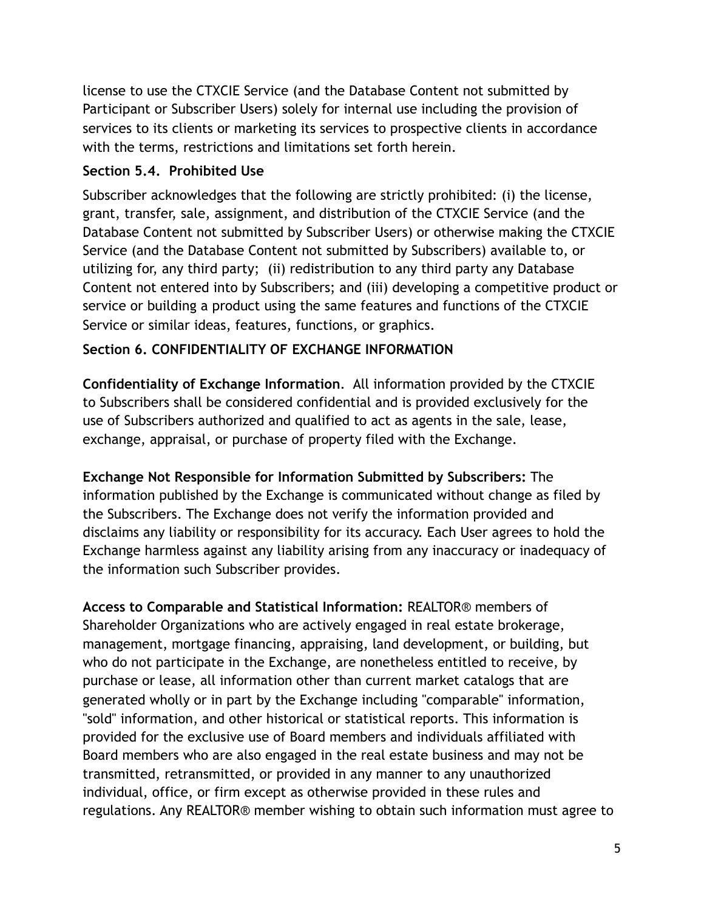license to use the CTXCIE Service (and the Database Content not submitted by Participant or Subscriber Users) solely for internal use including the provision of services to its clients or marketing its services to prospective clients in accordance with the terms, restrictions and limitations set forth herein.

### Section 5.4. Prohibited Use

Subscriber acknowledges that the following are strictly prohibited: (i) the license, grant, transfer, sale, assignment, and distribution of the CTXCIE Service (and the Database Content not submitted by Subscriber Users) or otherwise making the CTXCIE Service (and the Database Content not submitted by Subscribers) available to, or utilizing for, any third party; (ii) redistribution to any third party any Database Content not entered into by Subscribers; and (iii) developing a competitive product or service or building a product using the same features and functions of the CTXCIE Service or similar ideas, features, functions, or graphics.

### Section 6. CONFIDENTIALITY OF EXCHANGE INFORMATION

**Confidentiality of Exchange Information**. All information provided by the CTXCIE to Subscribers shall be considered confidential and is provided exclusively for the use of Subscribers authorized and qualified to act as agents in the sale, lease, exchange, appraisal, or purchase of property filed with the Exchange.

**Exchange Not Responsible for Information Submitted by Subscribers:** The information published by the Exchange is communicated without change as filed by the Subscribers. The Exchange does not verify the information provided and disclaims any liability or responsibility for its accuracy. Each User agrees to hold the Exchange harmless against any liability arising from any inaccuracy or inadequacy of the information such Subscriber provides.

**Access to Comparable and Statistical Information:** REALTOR® members of Shareholder Organizations who are actively engaged in real estate brokerage, management, mortgage financing, appraising, land development, or building, but who do not participate in the Exchange, are nonetheless entitled to receive, by purchase or lease, all information other than current market catalogs that are generated wholly or in part by the Exchange including "comparable" information, "sold" information, and other historical or statistical reports. This information is provided for the exclusive use of Board members and individuals affiliated with Board members who are also engaged in the real estate business and may not be transmitted, retransmitted, or provided in any manner to any unauthorized individual, office, or firm except as otherwise provided in these rules and regulations. Any REALTOR® member wishing to obtain such information must agree to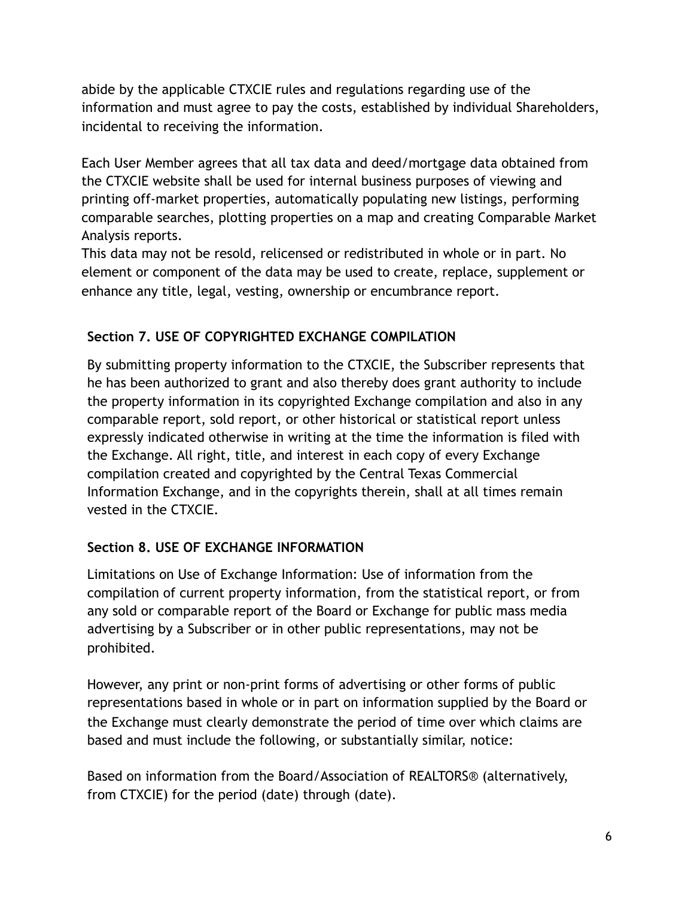abide by the applicable CTXCIE rules and regulations regarding use of the information and must agree to pay the costs, established by individual Shareholders, incidental to receiving the information.

Each User Member agrees that all tax data and deed/mortgage data obtained from the CTXCIE website shall be used for internal business purposes of viewing and printing off-market properties, automatically populating new listings, performing comparable searches, plotting properties on a map and creating Comparable Market Analysis reports.
This data may not be resold, relicensed or redistributed in whole or in part. No element or component of the data may be used to create, replace, supplement or enhance any title, legal, vesting, ownership or encumbrance report.

**Section 7. USE OF COPYRIGHTED EXCHANGE COMPILATION**

By submitting property information to the CTXCIE, the Subscriber represents that he has been authorized to grant and also thereby does grant authority to include the property information in its copyrighted Exchange compilation and also in any comparable report, sold report, or other historical or statistical report unless expressly indicated otherwise in writing at the time the information is filed with the Exchange. All right, title, and interest in each copy of every Exchange compilation created and copyrighted by the Central Texas Commercial Information Exchange, and in the copyrights therein, shall at all times remain vested in the CTXCIE.

**Section 8. USE OF EXCHANGE INFORMATION**

Limitations on Use of Exchange Information: Use of information from the compilation of current property information, from the statistical report, or from any sold or comparable report of the Board or Exchange for public mass media advertising by a Subscriber or in other public representations, may not be prohibited.

However, any print or non-print forms of advertising or other forms of public representations based in whole or in part on information supplied by the Board or the Exchange must clearly demonstrate the period of time over which claims are based and must include the following, or substantially similar, notice:

Based on information from the Board/Association of REALTORS® (alternatively, from CTXCIE) for the period (date) through (date).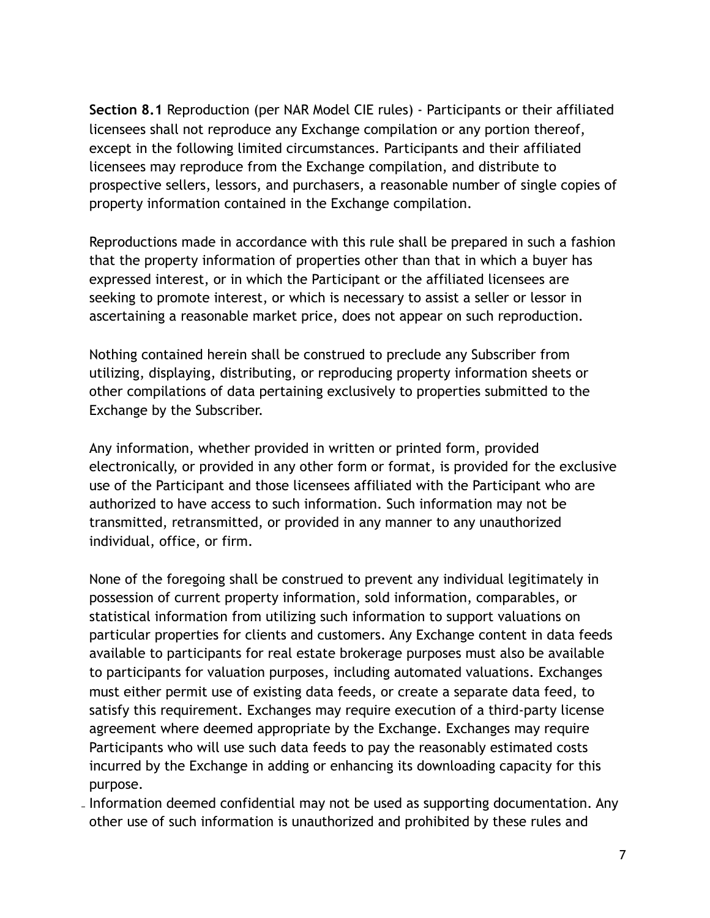**Section 8.1** Reproduction (per NAR Model CIE rules) - Participants or their affiliated licensees shall not reproduce any Exchange compilation or any portion thereof, except in the following limited circumstances. Participants and their affiliated licensees may reproduce from the Exchange compilation, and distribute to prospective sellers, lessors, and purchasers, a reasonable number of single copies of property information contained in the Exchange compilation.

Reproductions made in accordance with this rule shall be prepared in such a fashion that the property information of properties other than that in which a buyer has expressed interest, or in which the Participant or the affiliated licensees are seeking to promote interest, or which is necessary to assist a seller or lessor in ascertaining a reasonable market price, does not appear on such reproduction.

Nothing contained herein shall be construed to preclude any Subscriber from utilizing, displaying, distributing, or reproducing property information sheets or other compilations of data pertaining exclusively to properties submitted to the Exchange by the Subscriber.

Any information, whether provided in written or printed form, provided electronically, or provided in any other form or format, is provided for the exclusive use of the Participant and those licensees affiliated with the Participant who are authorized to have access to such information. Such information may not be transmitted, retransmitted, or provided in any manner to any unauthorized individual, office, or firm.

None of the foregoing shall be construed to prevent any individual legitimately in possession of current property information, sold information, comparables, or statistical information from utilizing such information to support valuations on particular properties for clients and customers. Any Exchange content in data feeds available to participants for real estate brokerage purposes must also be available to participants for valuation purposes, including automated valuations. Exchanges must either permit use of existing data feeds, or create a separate data feed, to satisfy this requirement. Exchanges may require execution of a third-party license agreement where deemed appropriate by the Exchange. Exchanges may require Participants who will use such data feeds to pay the reasonably estimated costs incurred by the Exchange in adding or enhancing its downloading capacity for this purpose.
Information deemed confidential may not be used as supporting documentation. Any other use of such information is unauthorized and prohibited by these rules and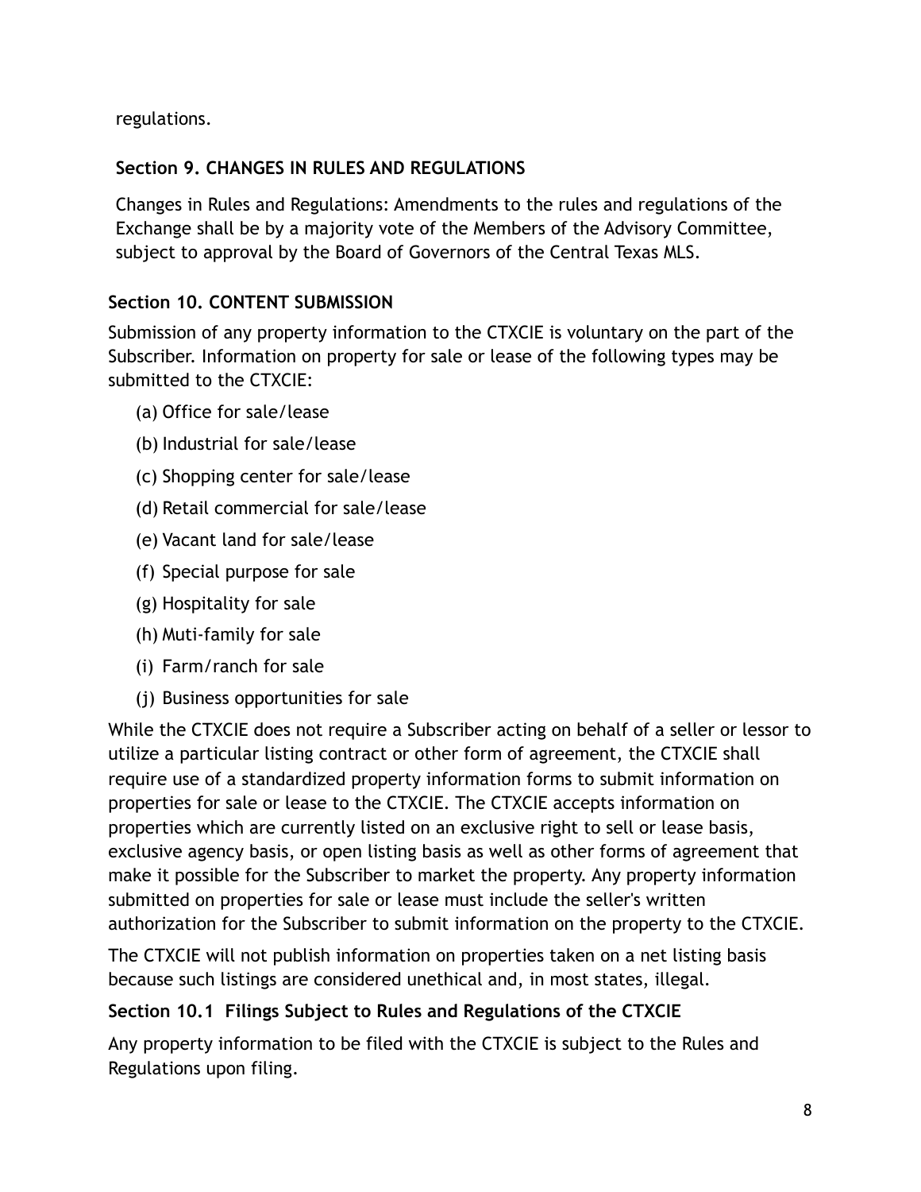regulations.

### Section 9. CHANGES IN RULES AND REGULATIONS

Changes in Rules and Regulations: Amendments to the rules and regulations of the Exchange shall be by a majority vote of the Members of the Advisory Committee, subject to approval by the Board of Governors of the Central Texas MLS.

### Section 10. CONTENT SUBMISSION

Submission of any property information to the CTXCIE is voluntary on the part of the Subscriber. Information on property for sale or lease of the following types may be submitted to the CTXCIE:

(a) Office for sale/lease

(b) Industrial for sale/lease

(c) Shopping center for sale/lease

(d) Retail commercial for sale/lease

(e) Vacant land for sale/lease

(f) Special purpose for sale

(g) Hospitality for sale

(h) Muti-family for sale

(i) Farm/ranch for sale

(j) Business opportunities for sale

While the CTXCIE does not require a Subscriber acting on behalf of a seller or lessor to utilize a particular listing contract or other form of agreement, the CTXCIE shall require use of a standardized property information forms to submit information on properties for sale or lease to the CTXCIE. The CTXCIE accepts information on properties which are currently listed on an exclusive right to sell or lease basis, exclusive agency basis, or open listing basis as well as other forms of agreement that make it possible for the Subscriber to market the property. Any property information submitted on properties for sale or lease must include the seller's written authorization for the Subscriber to submit information on the property to the CTXCIE.

The CTXCIE will not publish information on properties taken on a net listing basis because such listings are considered unethical and, in most states, illegal.

### Section 10.1 Filings Subject to Rules and Regulations of the CTXCIE

Any property information to be filed with the CTXCIE is subject to the Rules and Regulations upon filing.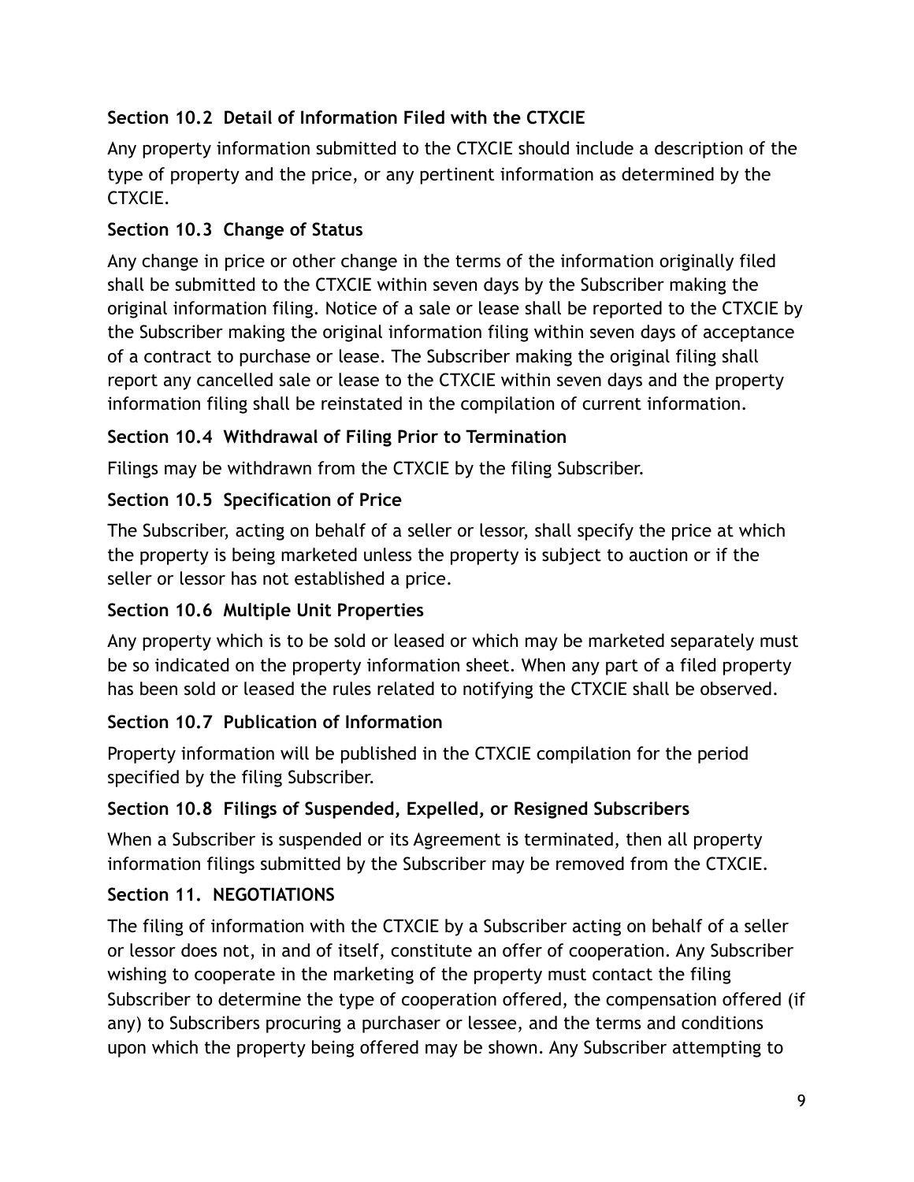### Section 10.2 Detail of Information Filed with the CTXCIE

Any property information submitted to the CTXCIE should include a description of the type of property and the price, or any pertinent information as determined by the CTXCIE.

### Section 10.3 Change of Status

Any change in price or other change in the terms of the information originally filed shall be submitted to the CTXCIE within seven days by the Subscriber making the original information filing. Notice of a sale or lease shall be reported to the CTXCIE by the Subscriber making the original information filing within seven days of acceptance of a contract to purchase or lease. The Subscriber making the original filing shall report any cancelled sale or lease to the CTXCIE within seven days and the property information filing shall be reinstated in the compilation of current information.

### Section 10.4 Withdrawal of Filing Prior to Termination

Filings may be withdrawn from the CTXCIE by the filing Subscriber.

### Section 10.5 Specification of Price

The Subscriber, acting on behalf of a seller or lessor, shall specify the price at which the property is being marketed unless the property is subject to auction or if the seller or lessor has not established a price.

### Section 10.6 Multiple Unit Properties

Any property which is to be sold or leased or which may be marketed separately must be so indicated on the property information sheet. When any part of a filed property has been sold or leased the rules related to notifying the CTXCIE shall be observed.

### Section 10.7 Publication of Information

Property information will be published in the CTXCIE compilation for the period specified by the filing Subscriber.

### Section 10.8 Filings of Suspended, Expelled, or Resigned Subscribers

When a Subscriber is suspended or its Agreement is terminated, then all property information filings submitted by the Subscriber may be removed from the CTXCIE.

### Section 11. NEGOTIATIONS

The filing of information with the CTXCIE by a Subscriber acting on behalf of a seller or lessor does not, in and of itself, constitute an offer of cooperation. Any Subscriber wishing to cooperate in the marketing of the property must contact the filing Subscriber to determine the type of cooperation offered, the compensation offered (if any) to Subscribers procuring a purchaser or lessee, and the terms and conditions upon which the property being offered may be shown. Any Subscriber attempting to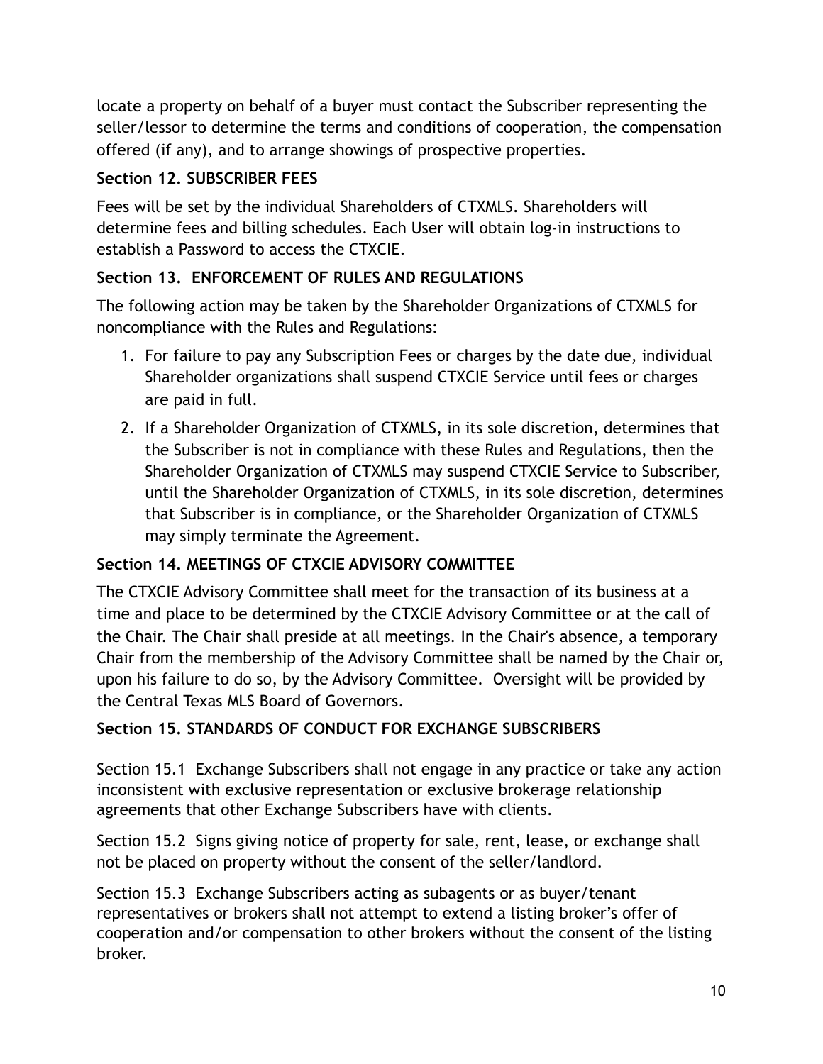locate a property on behalf of a buyer must contact the Subscriber representing the seller/lessor to determine the terms and conditions of cooperation, the compensation offered (if any), and to arrange showings of prospective properties.

**Section 12. SUBSCRIBER FEES**

Fees will be set by the individual Shareholders of CTXMLS. Shareholders will determine fees and billing schedules. Each User will obtain log-in instructions to establish a Password to access the CTXCIE.

**Section 13. ENFORCEMENT OF RULES AND REGULATIONS**

The following action may be taken by the Shareholder Organizations of CTXMLS for noncompliance with the Rules and Regulations:

1. For failure to pay any Subscription Fees or charges by the date due, individual Shareholder organizations shall suspend CTXCIE Service until fees or charges are paid in full.
2. If a Shareholder Organization of CTXMLS, in its sole discretion, determines that the Subscriber is not in compliance with these Rules and Regulations, then the Shareholder Organization of CTXMLS may suspend CTXCIE Service to Subscriber, until the Shareholder Organization of CTXMLS, in its sole discretion, determines that Subscriber is in compliance, or the Shareholder Organization of CTXMLS may simply terminate the Agreement.

**Section 14. MEETINGS OF CTXCIE ADVISORY COMMITTEE**

The CTXCIE Advisory Committee shall meet for the transaction of its business at a time and place to be determined by the CTXCIE Advisory Committee or at the call of the Chair. The Chair shall preside at all meetings. In the Chair's absence, a temporary Chair from the membership of the Advisory Committee shall be named by the Chair or, upon his failure to do so, by the Advisory Committee. Oversight will be provided by the Central Texas MLS Board of Governors.

**Section 15. STANDARDS OF CONDUCT FOR EXCHANGE SUBSCRIBERS**

Section 15.1 Exchange Subscribers shall not engage in any practice or take any action inconsistent with exclusive representation or exclusive brokerage relationship agreements that other Exchange Subscribers have with clients.

Section 15.2 Signs giving notice of property for sale, rent, lease, or exchange shall not be placed on property without the consent of the seller/landlord.

Section 15.3 Exchange Subscribers acting as subagents or as buyer/tenant representatives or brokers shall not attempt to extend a listing broker's offer of cooperation and/or compensation to other brokers without the consent of the listing broker.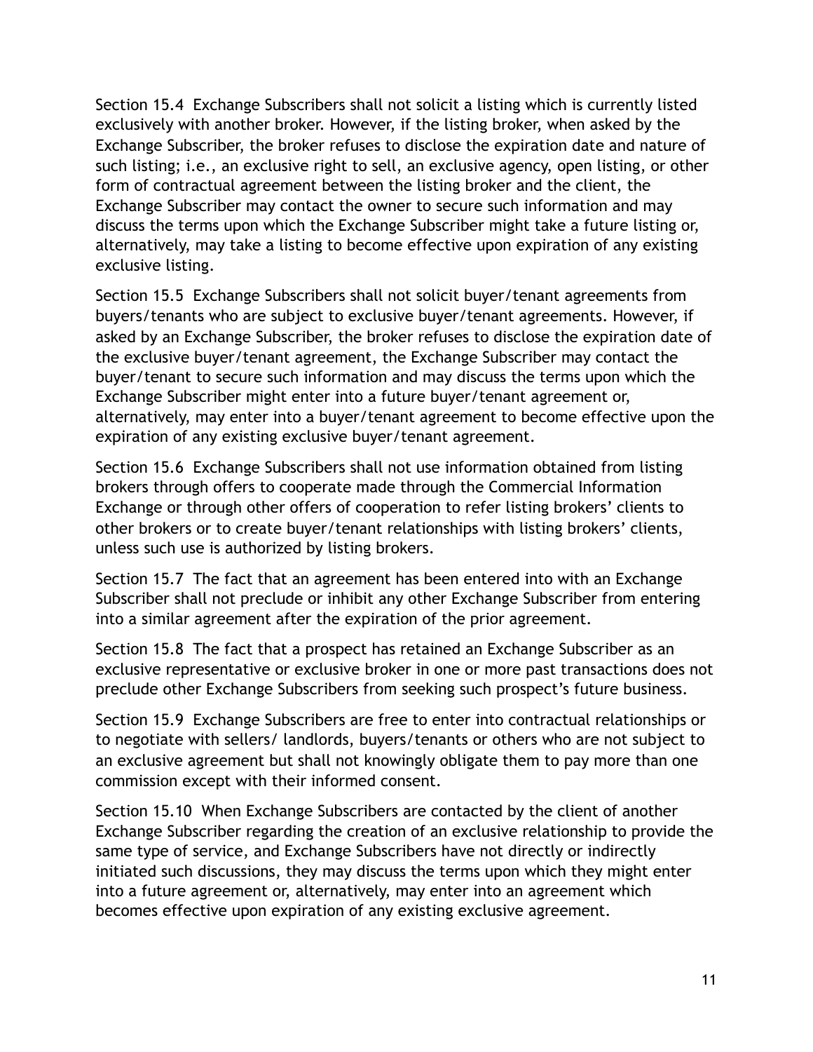Section 15.4 Exchange Subscribers shall not solicit a listing which is currently listed exclusively with another broker. However, if the listing broker, when asked by the Exchange Subscriber, the broker refuses to disclose the expiration date and nature of such listing; i.e., an exclusive right to sell, an exclusive agency, open listing, or other form of contractual agreement between the listing broker and the client, the Exchange Subscriber may contact the owner to secure such information and may discuss the terms upon which the Exchange Subscriber might take a future listing or, alternatively, may take a listing to become effective upon expiration of any existing exclusive listing.

Section 15.5 Exchange Subscribers shall not solicit buyer/tenant agreements from buyers/tenants who are subject to exclusive buyer/tenant agreements. However, if asked by an Exchange Subscriber, the broker refuses to disclose the expiration date of the exclusive buyer/tenant agreement, the Exchange Subscriber may contact the buyer/tenant to secure such information and may discuss the terms upon which the Exchange Subscriber might enter into a future buyer/tenant agreement or, alternatively, may enter into a buyer/tenant agreement to become effective upon the expiration of any existing exclusive buyer/tenant agreement.

Section 15.6 Exchange Subscribers shall not use information obtained from listing brokers through offers to cooperate made through the Commercial Information Exchange or through other offers of cooperation to refer listing brokers' clients to other brokers or to create buyer/tenant relationships with listing brokers' clients, unless such use is authorized by listing brokers.

Section 15.7 The fact that an agreement has been entered into with an Exchange Subscriber shall not preclude or inhibit any other Exchange Subscriber from entering into a similar agreement after the expiration of the prior agreement.

Section 15.8 The fact that a prospect has retained an Exchange Subscriber as an exclusive representative or exclusive broker in one or more past transactions does not preclude other Exchange Subscribers from seeking such prospect's future business.

Section 15.9 Exchange Subscribers are free to enter into contractual relationships or to negotiate with sellers/ landlords, buyers/tenants or others who are not subject to an exclusive agreement but shall not knowingly obligate them to pay more than one commission except with their informed consent.

Section 15.10 When Exchange Subscribers are contacted by the client of another Exchange Subscriber regarding the creation of an exclusive relationship to provide the same type of service, and Exchange Subscribers have not directly or indirectly initiated such discussions, they may discuss the terms upon which they might enter into a future agreement or, alternatively, may enter into an agreement which becomes effective upon expiration of any existing exclusive agreement.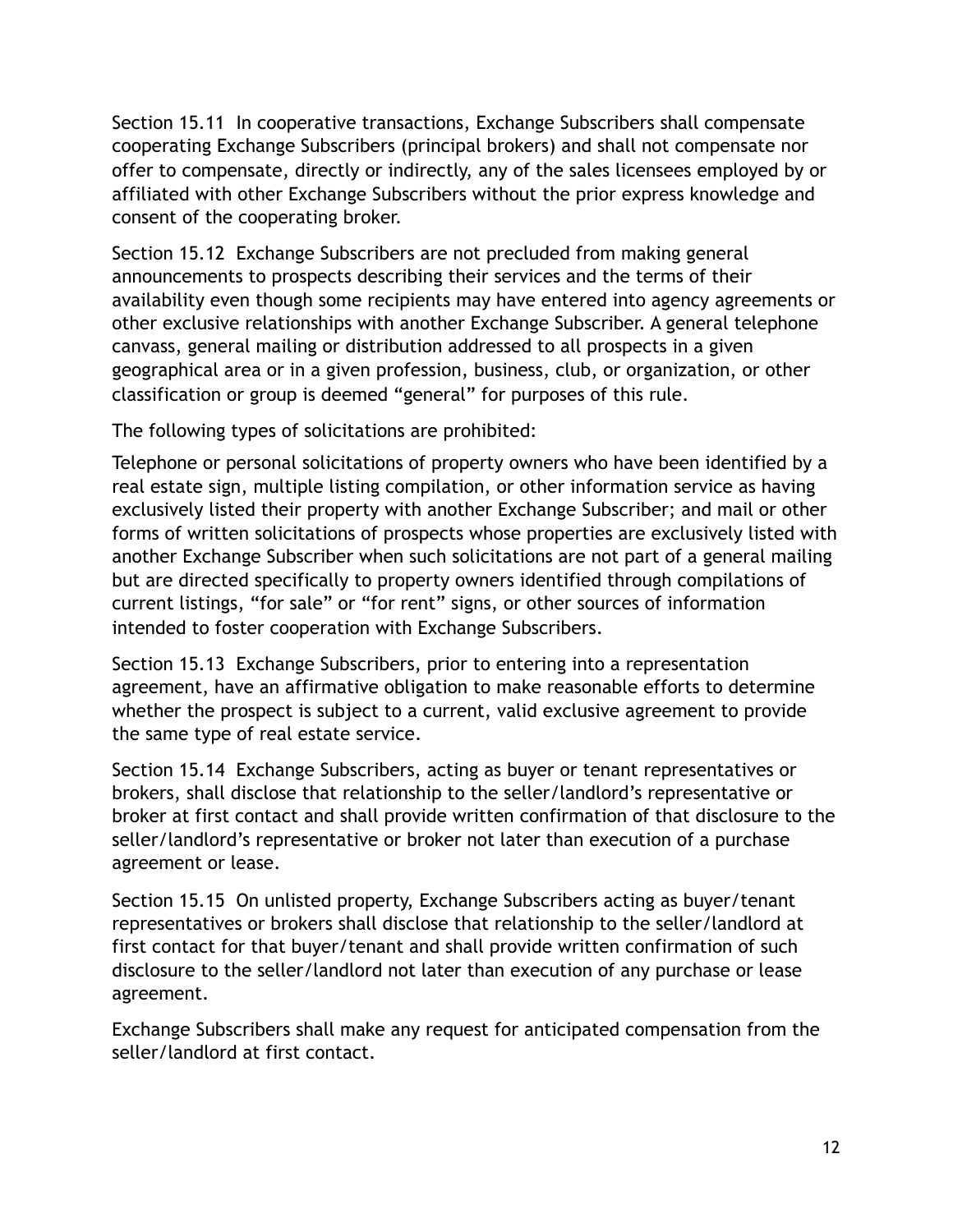Section 15.11 In cooperative transactions, Exchange Subscribers shall compensate cooperating Exchange Subscribers (principal brokers) and shall not compensate nor offer to compensate, directly or indirectly, any of the sales licensees employed by or affiliated with other Exchange Subscribers without the prior express knowledge and consent of the cooperating broker.

Section 15.12 Exchange Subscribers are not precluded from making general announcements to prospects describing their services and the terms of their availability even though some recipients may have entered into agency agreements or other exclusive relationships with another Exchange Subscriber. A general telephone canvass, general mailing or distribution addressed to all prospects in a given geographical area or in a given profession, business, club, or organization, or other classification or group is deemed "general" for purposes of this rule.

The following types of solicitations are prohibited:

Telephone or personal solicitations of property owners who have been identified by a real estate sign, multiple listing compilation, or other information service as having exclusively listed their property with another Exchange Subscriber; and mail or other forms of written solicitations of prospects whose properties are exclusively listed with another Exchange Subscriber when such solicitations are not part of a general mailing but are directed specifically to property owners identified through compilations of current listings, "for sale" or "for rent" signs, or other sources of information intended to foster cooperation with Exchange Subscribers.

Section 15.13 Exchange Subscribers, prior to entering into a representation agreement, have an affirmative obligation to make reasonable efforts to determine whether the prospect is subject to a current, valid exclusive agreement to provide the same type of real estate service.

Section 15.14 Exchange Subscribers, acting as buyer or tenant representatives or brokers, shall disclose that relationship to the seller/landlord's representative or broker at first contact and shall provide written confirmation of that disclosure to the seller/landlord's representative or broker not later than execution of a purchase agreement or lease.

Section 15.15 On unlisted property, Exchange Subscribers acting as buyer/tenant representatives or brokers shall disclose that relationship to the seller/landlord at first contact for that buyer/tenant and shall provide written confirmation of such disclosure to the seller/landlord not later than execution of any purchase or lease agreement.

Exchange Subscribers shall make any request for anticipated compensation from the seller/landlord at first contact.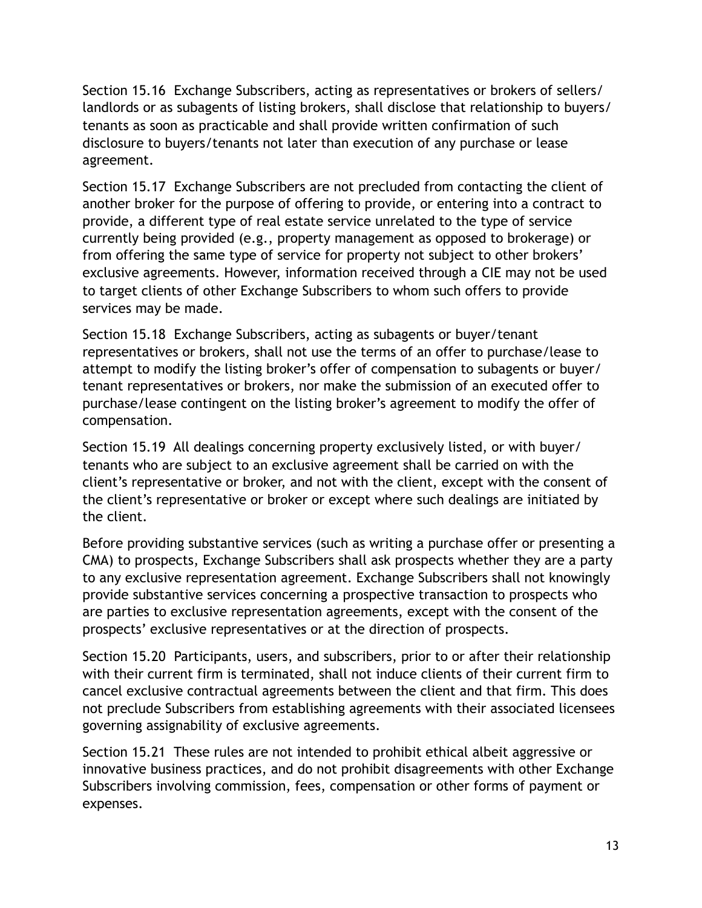Section 15.16 Exchange Subscribers, acting as representatives or brokers of sellers/landlords or as subagents of listing brokers, shall disclose that relationship to buyers/tenants as soon as practicable and shall provide written confirmation of such disclosure to buyers/tenants not later than execution of any purchase or lease agreement.

Section 15.17 Exchange Subscribers are not precluded from contacting the client of another broker for the purpose of offering to provide, or entering into a contract to provide, a different type of real estate service unrelated to the type of service currently being provided (e.g., property management as opposed to brokerage) or from offering the same type of service for property not subject to other brokers' exclusive agreements. However, information received through a CIE may not be used to target clients of other Exchange Subscribers to whom such offers to provide services may be made.

Section 15.18 Exchange Subscribers, acting as subagents or buyer/tenant representatives or brokers, shall not use the terms of an offer to purchase/lease to attempt to modify the listing broker's offer of compensation to subagents or buyer/tenant representatives or brokers, nor make the submission of an executed offer to purchase/lease contingent on the listing broker's agreement to modify the offer of compensation.

Section 15.19 All dealings concerning property exclusively listed, or with buyer/tenants who are subject to an exclusive agreement shall be carried on with the client's representative or broker, and not with the client, except with the consent of the client's representative or broker or except where such dealings are initiated by the client.

Before providing substantive services (such as writing a purchase offer or presenting a CMA) to prospects, Exchange Subscribers shall ask prospects whether they are a party to any exclusive representation agreement. Exchange Subscribers shall not knowingly provide substantive services concerning a prospective transaction to prospects who are parties to exclusive representation agreements, except with the consent of the prospects' exclusive representatives or at the direction of prospects.

Section 15.20 Participants, users, and subscribers, prior to or after their relationship with their current firm is terminated, shall not induce clients of their current firm to cancel exclusive contractual agreements between the client and that firm. This does not preclude Subscribers from establishing agreements with their associated licensees governing assignability of exclusive agreements.

Section 15.21 These rules are not intended to prohibit ethical albeit aggressive or innovative business practices, and do not prohibit disagreements with other Exchange Subscribers involving commission, fees, compensation or other forms of payment or expenses.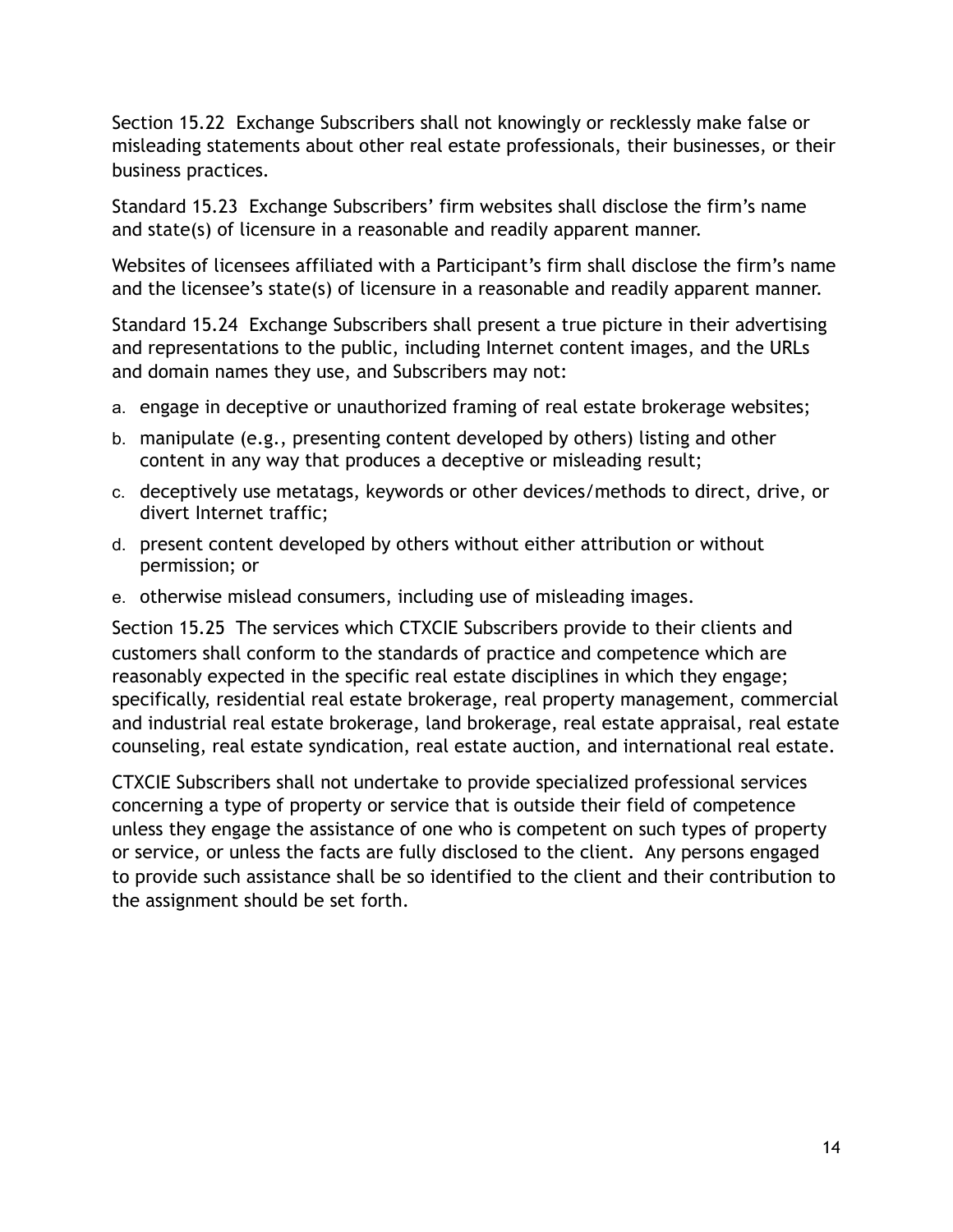Section 15.22 Exchange Subscribers shall not knowingly or recklessly make false or misleading statements about other real estate professionals, their businesses, or their business practices.

Standard 15.23 Exchange Subscribers' firm websites shall disclose the firm's name and state(s) of licensure in a reasonable and readily apparent manner.

Websites of licensees affiliated with a Participant's firm shall disclose the firm's name and the licensee's state(s) of licensure in a reasonable and readily apparent manner.

Standard 15.24 Exchange Subscribers shall present a true picture in their advertising and representations to the public, including Internet content images, and the URLs and domain names they use, and Subscribers may not:

a. engage in deceptive or unauthorized framing of real estate brokerage websites;
b. manipulate (e.g., presenting content developed by others) listing and other content in any way that produces a deceptive or misleading result;
c. deceptively use metatags, keywords or other devices/methods to direct, drive, or divert Internet traffic;
d. present content developed by others without either attribution or without permission; or
e. otherwise mislead consumers, including use of misleading images.

Section 15.25 The services which CTXCIE Subscribers provide to their clients and customers shall conform to the standards of practice and competence which are reasonably expected in the specific real estate disciplines in which they engage; specifically, residential real estate brokerage, real property management, commercial and industrial real estate brokerage, land brokerage, real estate appraisal, real estate counseling, real estate syndication, real estate auction, and international real estate.

CTXCIE Subscribers shall not undertake to provide specialized professional services concerning a type of property or service that is outside their field of competence unless they engage the assistance of one who is competent on such types of property or service, or unless the facts are fully disclosed to the client. Any persons engaged to provide such assistance shall be so identified to the client and their contribution to the assignment should be set forth.